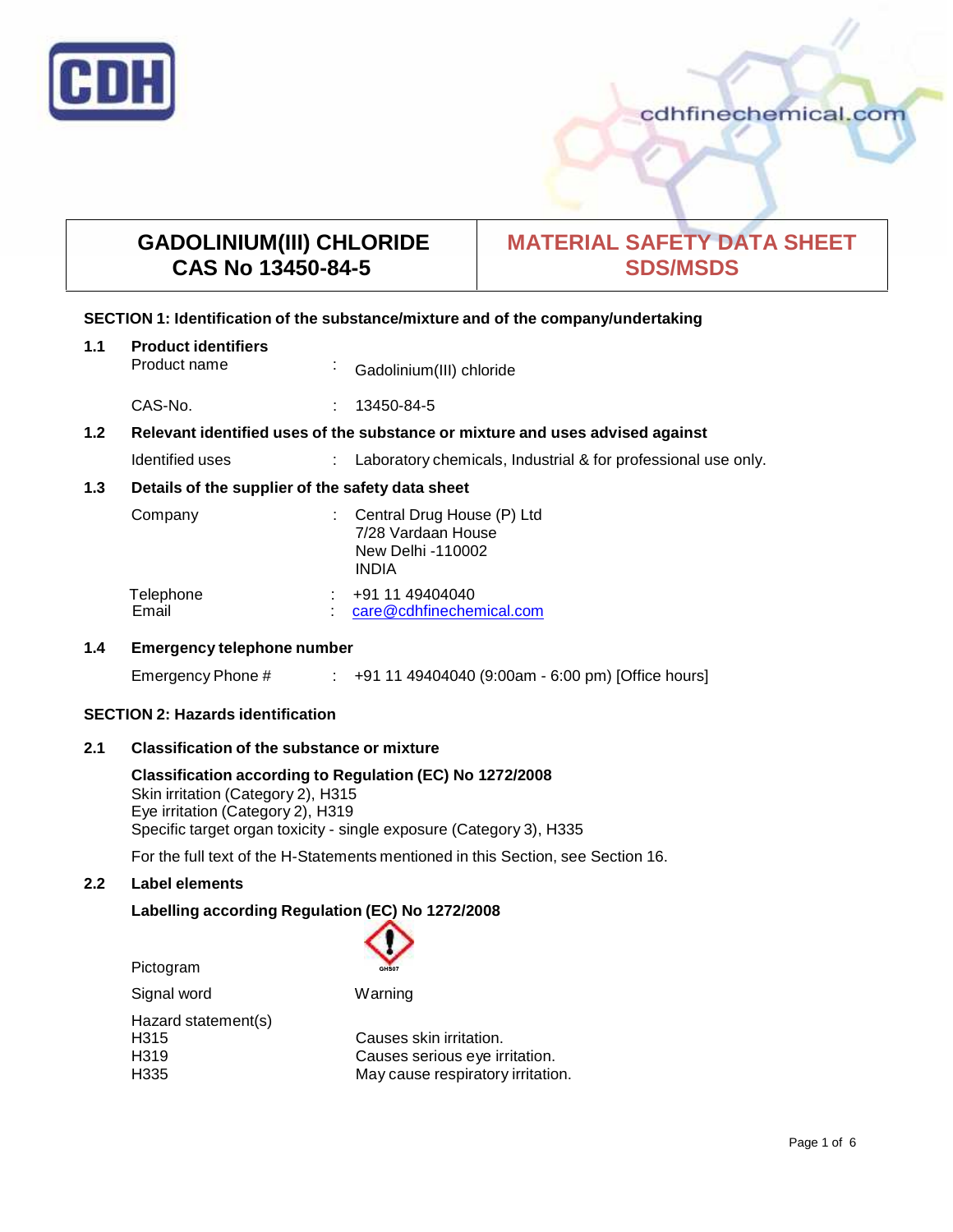# GADOLINIUM(III) CHLORIDE
## CAS No 13450-84-5

# MATERIAL SAFETY DATA SHEET SDS/MSDS

## SECTION 1: Identification of the substance/mixture and of the company/undertaking

### 1.1 Product identifiers

Product name : Gadolinium(III) chloride

CAS-No. : 13450-84-5

### 1.2 Relevant identified uses of the substance or mixture and uses advised against

Identified uses : Laboratory chemicals, Industrial & for professional use only.

### 1.3 Details of the supplier of the safety data sheet

Company : Central Drug House (P) Ltd
7/28 Vardaan House
New Delhi -110002
INDIA

Telephone : +91 11 49404040
Email : care@cdhfinechemical.com

### 1.4 Emergency telephone number

Emergency Phone # : +91 11 49404040 (9:00am - 6:00 pm) [Office hours]

## SECTION 2: Hazards identification

### 2.1 Classification of the substance or mixture

**Classification according to Regulation (EC) No 1272/2008**

Skin irritation (Category 2), H315
Eye irritation (Category 2), H319
Specific target organ toxicity - single exposure (Category 3), H335

For the full text of the H-Statements mentioned in this Section, see Section 16.

### 2.2 Label elements

**Labelling according Regulation (EC) No 1272/2008**

Pictogram: GHS07

Signal word: Warning

Hazard statement(s)

| | |
|---|---|
| H315 | Causes skin irritation. |
| H319 | Causes serious eye irritation. |
| H335 | May cause respiratory irritation. |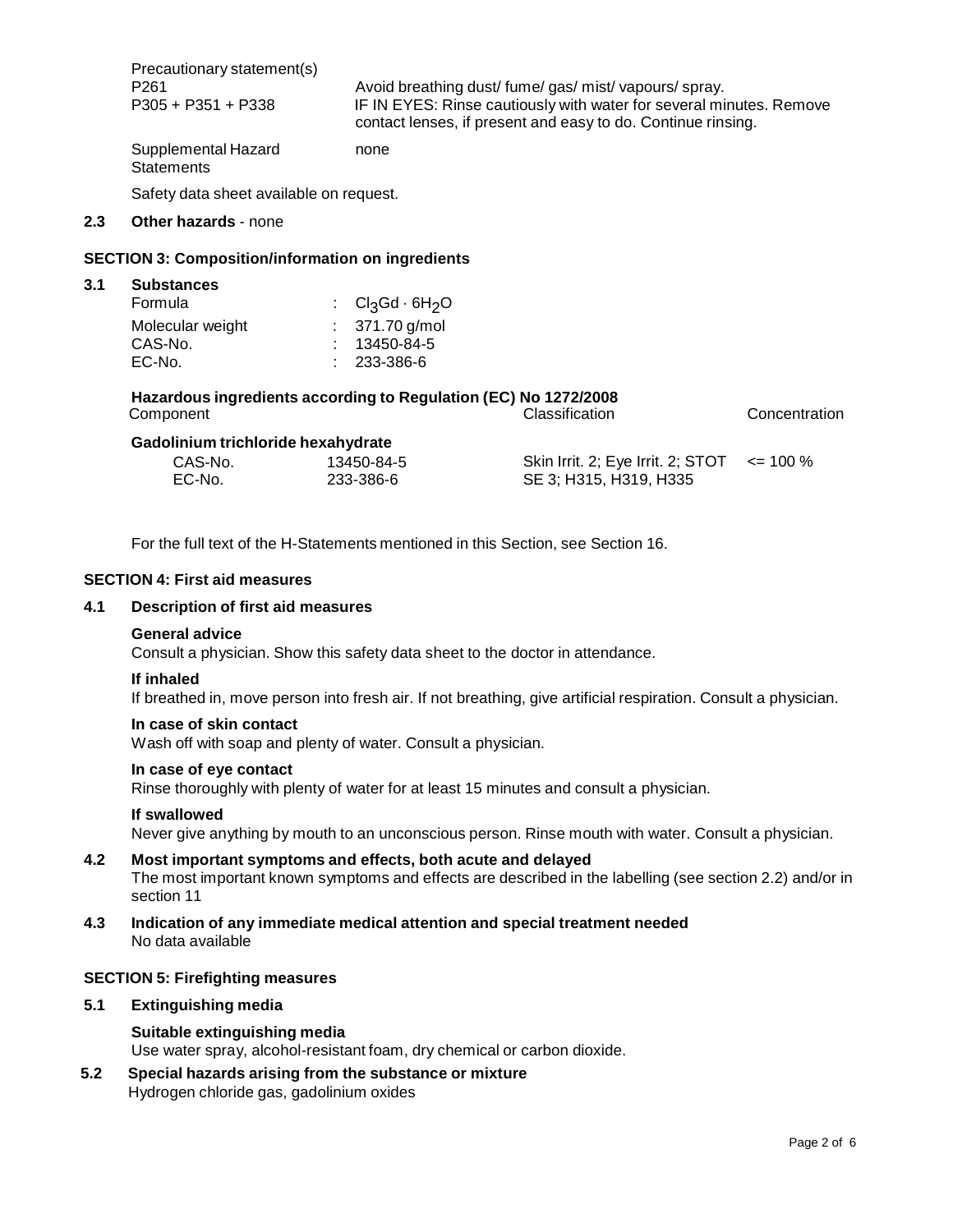Precautionary statement(s)

| | |
|---|---|
| P261 | Avoid breathing dust/ fume/ gas/ mist/ vapours/ spray. |
| P305 + P351 + P338 | IF IN EYES: Rinse cautiously with water for several minutes. Remove contact lenses, if present and easy to do. Continue rinsing. |
| Supplemental Hazard Statements | none |

Safety data sheet available on request.

**2.3 Other hazards** - none

## SECTION 3: Composition/information on ingredients

**3.1 Substances**

| | |
|---|---|
| Formula | : $Cl_3Gd \cdot 6H_2O$ |
| Molecular weight | : 371.70 g/mol |
| CAS-No. | : 13450-84-5 |
| EC-No. | : 233-386-6 |

**Hazardous ingredients according to Regulation (EC) No 1272/2008**

| Component | | Classification | Concentration |
|---|---|---|---|
| **Gadolinium trichloride hexahydrate** | | | |
| CAS-No. | 13450-84-5 | Skin Irrit. 2; Eye Irrit. 2; STOT SE 3; H315, H319, H335 | <= 100 % |
| EC-No. | 233-386-6 | | |

For the full text of the H-Statements mentioned in this Section, see Section 16.

## SECTION 4: First aid measures

**4.1 Description of first aid measures**

**General advice**

Consult a physician. Show this safety data sheet to the doctor in attendance.

**If inhaled**

If breathed in, move person into fresh air. If not breathing, give artificial respiration. Consult a physician.

**In case of skin contact**

Wash off with soap and plenty of water. Consult a physician.

**In case of eye contact**

Rinse thoroughly with plenty of water for at least 15 minutes and consult a physician.

**If swallowed**

Never give anything by mouth to an unconscious person. Rinse mouth with water. Consult a physician.

**4.2 Most important symptoms and effects, both acute and delayed**

The most important known symptoms and effects are described in the labelling (see section 2.2) and/or in section 11

**4.3 Indication of any immediate medical attention and special treatment needed**

No data available

## SECTION 5: Firefighting measures

**5.1 Extinguishing media**

**Suitable extinguishing media**

Use water spray, alcohol-resistant foam, dry chemical or carbon dioxide.

**5.2 Special hazards arising from the substance or mixture**

Hydrogen chloride gas, gadolinium oxides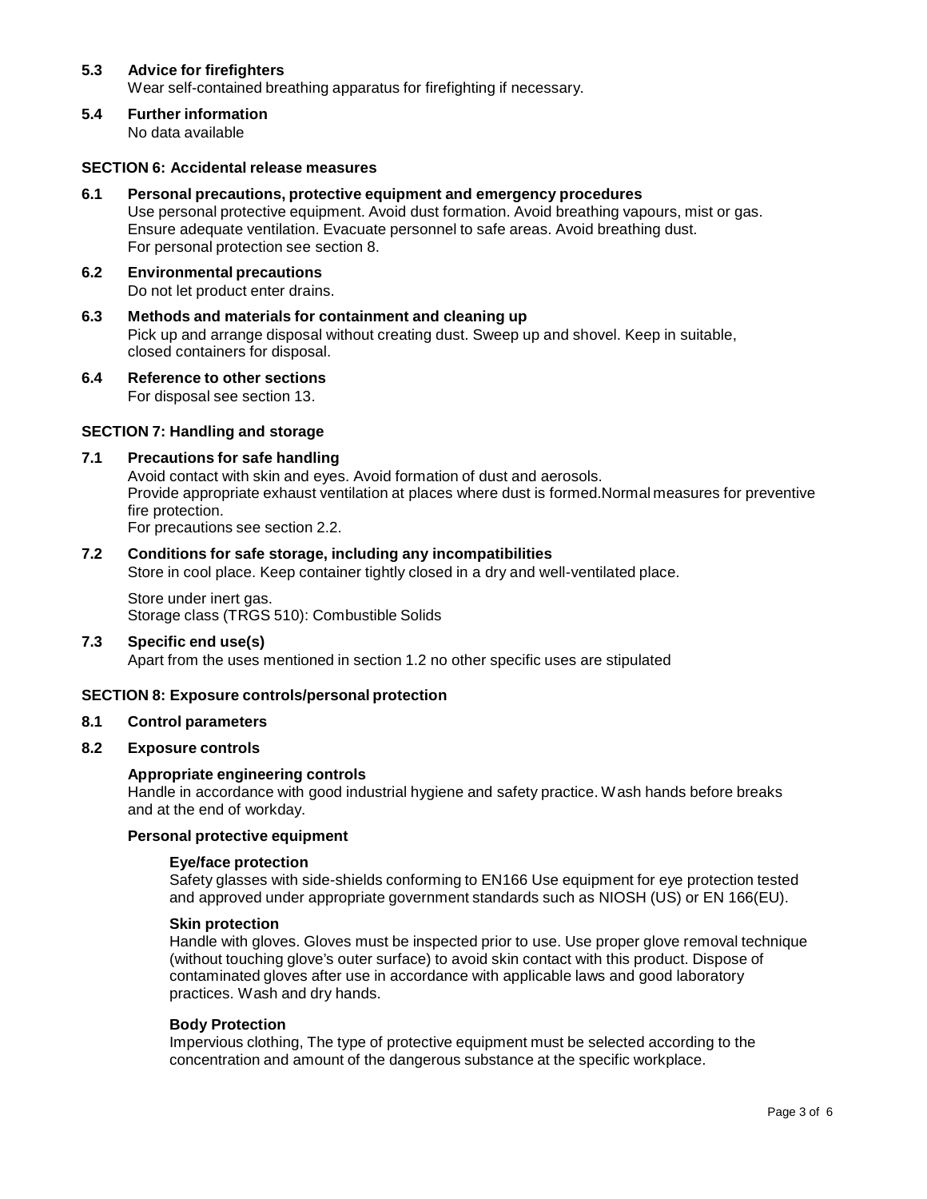### 5.3 Advice for firefighters

Wear self-contained breathing apparatus for firefighting if necessary.

### 5.4 Further information

No data available

## SECTION 6: Accidental release measures

### 6.1 Personal precautions, protective equipment and emergency procedures

Use personal protective equipment. Avoid dust formation. Avoid breathing vapours, mist or gas. Ensure adequate ventilation. Evacuate personnel to safe areas. Avoid breathing dust.
For personal protection see section 8.

### 6.2 Environmental precautions

Do not let product enter drains.

### 6.3 Methods and materials for containment and cleaning up

Pick up and arrange disposal without creating dust. Sweep up and shovel. Keep in suitable, closed containers for disposal.

### 6.4 Reference to other sections

For disposal see section 13.

## SECTION 7: Handling and storage

### 7.1 Precautions for safe handling

Avoid contact with skin and eyes. Avoid formation of dust and aerosols.
Provide appropriate exhaust ventilation at places where dust is formed.Normal measures for preventive fire protection.
For precautions see section 2.2.

### 7.2 Conditions for safe storage, including any incompatibilities

Store in cool place. Keep container tightly closed in a dry and well-ventilated place.

Store under inert gas.
Storage class (TRGS 510): Combustible Solids

### 7.3 Specific end use(s)

Apart from the uses mentioned in section 1.2 no other specific uses are stipulated

## SECTION 8: Exposure controls/personal protection

### 8.1 Control parameters

### 8.2 Exposure controls

**Appropriate engineering controls**

Handle in accordance with good industrial hygiene and safety practice. Wash hands before breaks and at the end of workday.

**Personal protective equipment**

**Eye/face protection**

Safety glasses with side-shields conforming to EN166 Use equipment for eye protection tested and approved under appropriate government standards such as NIOSH (US) or EN 166(EU).

**Skin protection**

Handle with gloves. Gloves must be inspected prior to use. Use proper glove removal technique (without touching glove's outer surface) to avoid skin contact with this product. Dispose of contaminated gloves after use in accordance with applicable laws and good laboratory practices. Wash and dry hands.

**Body Protection**

Impervious clothing, The type of protective equipment must be selected according to the concentration and amount of the dangerous substance at the specific workplace.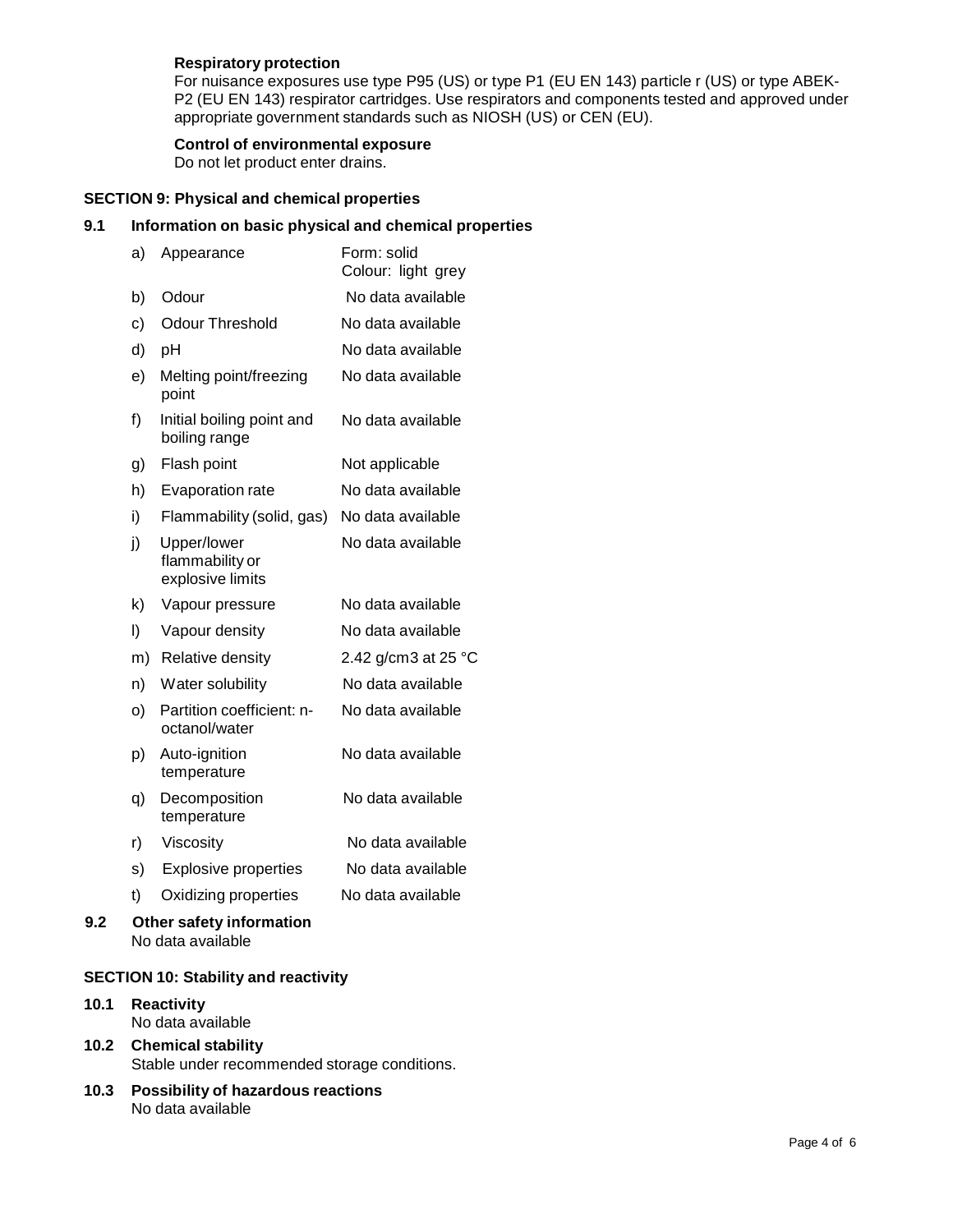**Respiratory protection**

For nuisance exposures use type P95 (US) or type P1 (EU EN 143) particle r (US) or type ABEK-P2 (EU EN 143) respirator cartridges. Use respirators and components tested and approved under appropriate government standards such as NIOSH (US) or CEN (EU).

**Control of environmental exposure**

Do not let product enter drains.

## SECTION 9: Physical and chemical properties

### 9.1 Information on basic physical and chemical properties

| | | |
|---|---|---|
| a) | Appearance | Form: solid<br>Colour: light grey |
| b) | Odour | No data available |
| c) | Odour Threshold | No data available |
| d) | pH | No data available |
| e) | Melting point/freezing point | No data available |
| f) | Initial boiling point and boiling range | No data available |
| g) | Flash point | Not applicable |
| h) | Evaporation rate | No data available |
| i) | Flammability (solid, gas) | No data available |
| j) | Upper/lower flammability or explosive limits | No data available |
| k) | Vapour pressure | No data available |
| l) | Vapour density | No data available |
| m) | Relative density | 2.42 g/cm3 at 25 °C |
| n) | Water solubility | No data available |
| o) | Partition coefficient: n-octanol/water | No data available |
| p) | Auto-ignition temperature | No data available |
| q) | Decomposition temperature | No data available |
| r) | Viscosity | No data available |
| s) | Explosive properties | No data available |
| t) | Oxidizing properties | No data available |

### 9.2 Other safety information

No data available

## SECTION 10: Stability and reactivity

### 10.1 Reactivity

No data available

### 10.2 Chemical stability

Stable under recommended storage conditions.

### 10.3 Possibility of hazardous reactions

No data available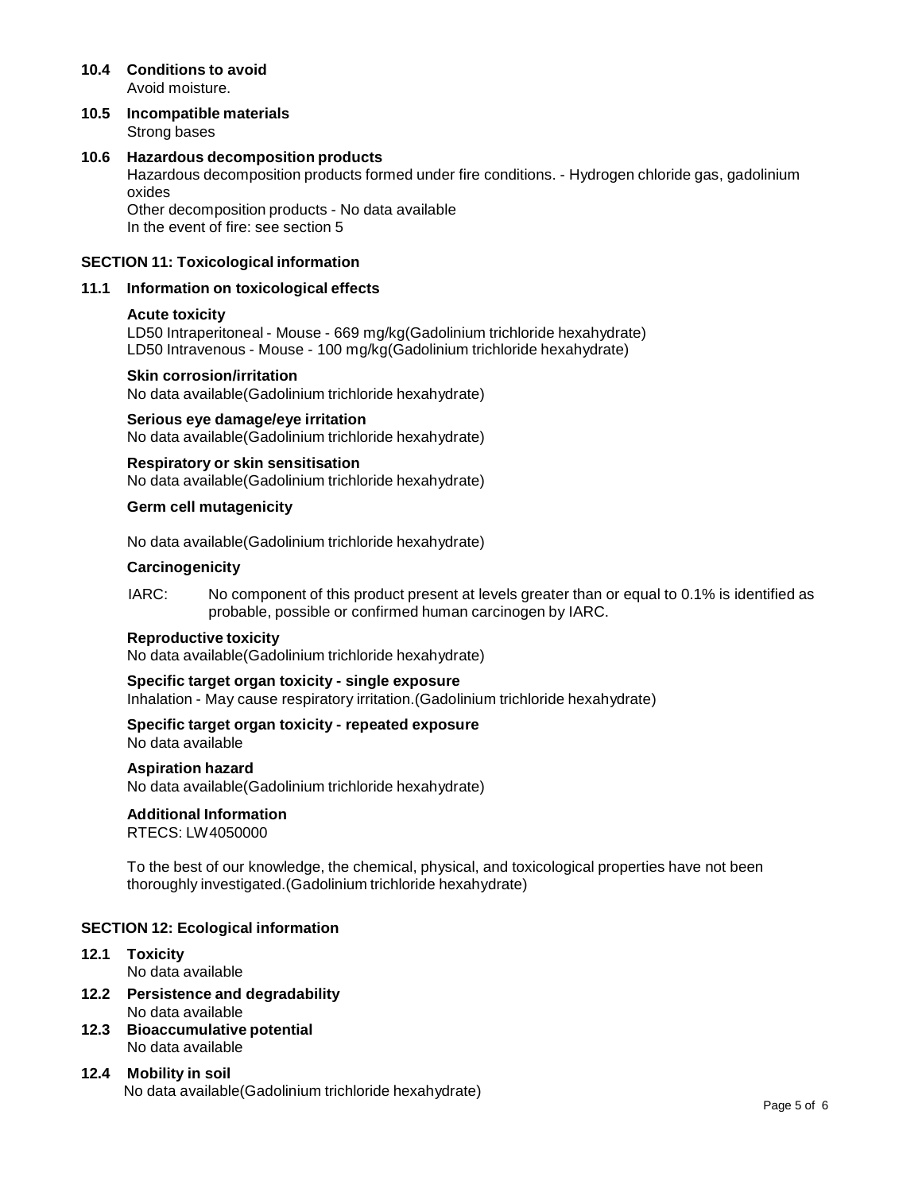### 10.4 Conditions to avoid

Avoid moisture.

### 10.5 Incompatible materials

Strong bases

### 10.6 Hazardous decomposition products

Hazardous decomposition products formed under fire conditions. - Hydrogen chloride gas, gadolinium oxides

Other decomposition products - No data available

In the event of fire: see section 5

## SECTION 11: Toxicological information

### 11.1 Information on toxicological effects

**Acute toxicity**

LD50 Intraperitoneal - Mouse - 669 mg/kg(Gadolinium trichloride hexahydrate)
LD50 Intravenous - Mouse - 100 mg/kg(Gadolinium trichloride hexahydrate)

**Skin corrosion/irritation**

No data available(Gadolinium trichloride hexahydrate)

**Serious eye damage/eye irritation**

No data available(Gadolinium trichloride hexahydrate)

**Respiratory or skin sensitisation**

No data available(Gadolinium trichloride hexahydrate)

**Germ cell mutagenicity**

No data available(Gadolinium trichloride hexahydrate)

**Carcinogenicity**

IARC: No component of this product present at levels greater than or equal to 0.1% is identified as probable, possible or confirmed human carcinogen by IARC.

**Reproductive toxicity**

No data available(Gadolinium trichloride hexahydrate)

**Specific target organ toxicity - single exposure**

Inhalation - May cause respiratory irritation.(Gadolinium trichloride hexahydrate)

**Specific target organ toxicity - repeated exposure**

No data available

**Aspiration hazard**

No data available(Gadolinium trichloride hexahydrate)

**Additional Information**

RTECS: LW4050000

To the best of our knowledge, the chemical, physical, and toxicological properties have not been thoroughly investigated.(Gadolinium trichloride hexahydrate)

## SECTION 12: Ecological information

### 12.1 Toxicity

No data available

### 12.2 Persistence and degradability

No data available

### 12.3 Bioaccumulative potential

No data available

### 12.4 Mobility in soil

No data available(Gadolinium trichloride hexahydrate)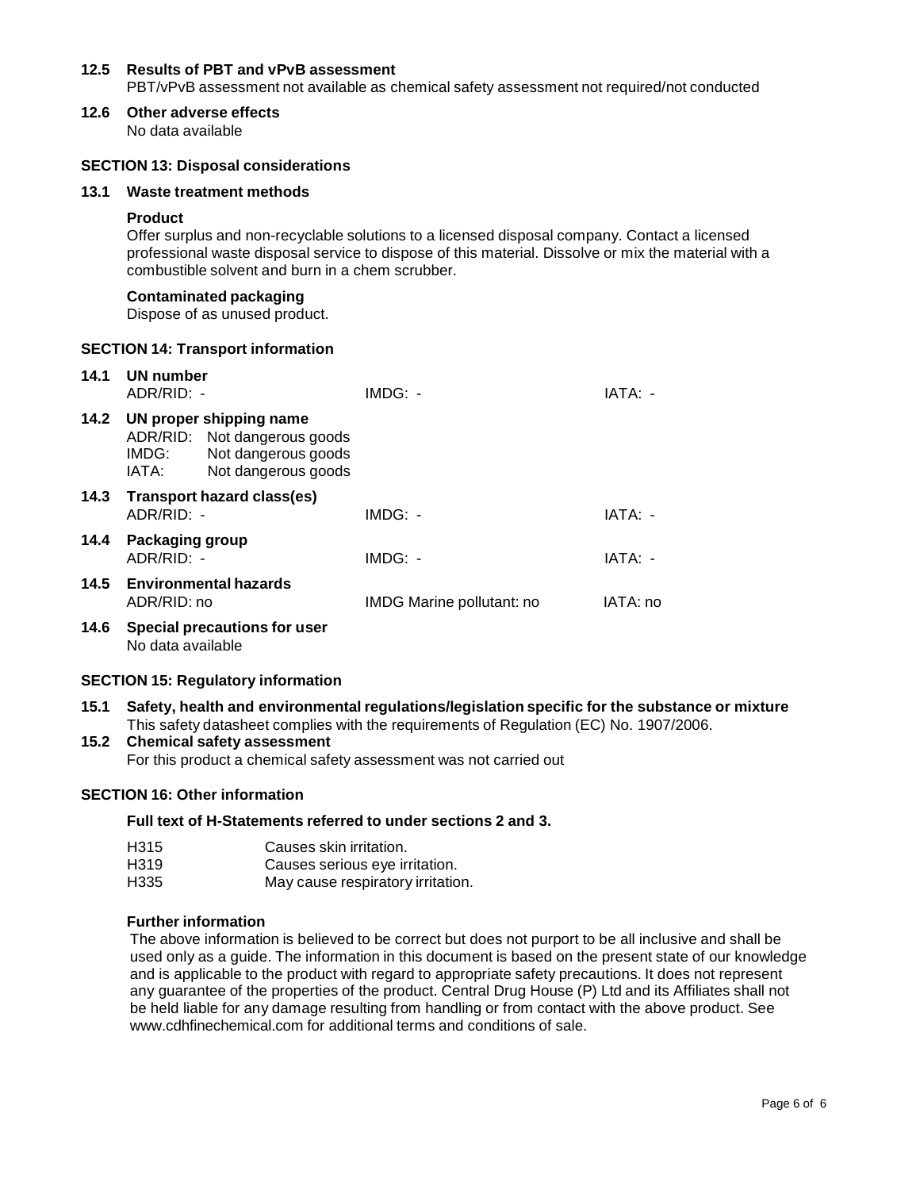### 12.5 Results of PBT and vPvB assessment

PBT/vPvB assessment not available as chemical safety assessment not required/not conducted

### 12.6 Other adverse effects

No data available

## SECTION 13: Disposal considerations

### 13.1 Waste treatment methods

**Product**

Offer surplus and non-recyclable solutions to a licensed disposal company. Contact a licensed professional waste disposal service to dispose of this material. Dissolve or mix the material with a combustible solvent and burn in a chem scrubber.

**Contaminated packaging**

Dispose of as unused product.

## SECTION 14: Transport information

### 14.1 UN number

| | | |
|---|---|---|
| ADR/RID: - | IMDG: - | IATA: - |

### 14.2 UN proper shipping name

| | |
|---|---|
| ADR/RID: | Not dangerous goods |
| IMDG: | Not dangerous goods |
| IATA: | Not dangerous goods |

### 14.3 Transport hazard class(es)

| | | |
|---|---|---|
| ADR/RID: - | IMDG: - | IATA: - |

### 14.4 Packaging group

| | | |
|---|---|---|
| ADR/RID: - | IMDG: - | IATA: - |

### 14.5 Environmental hazards

| | | |
|---|---|---|
| ADR/RID: no | IMDG Marine pollutant: no | IATA: no |

### 14.6 Special precautions for user

No data available

## SECTION 15: Regulatory information

### 15.1 Safety, health and environmental regulations/legislation specific for the substance or mixture

This safety datasheet complies with the requirements of Regulation (EC) No. 1907/2006.

### 15.2 Chemical safety assessment

For this product a chemical safety assessment was not carried out

## SECTION 16: Other information

**Full text of H-Statements referred to under sections 2 and 3.**

| | |
|---|---|
| H315 | Causes skin irritation. |
| H319 | Causes serious eye irritation. |
| H335 | May cause respiratory irritation. |

**Further information**

The above information is believed to be correct but does not purport to be all inclusive and shall be used only as a guide. The information in this document is based on the present state of our knowledge and is applicable to the product with regard to appropriate safety precautions. It does not represent any guarantee of the properties of the product. Central Drug House (P) Ltd and its Affiliates shall not be held liable for any damage resulting from handling or from contact with the above product. See www.cdhfinechemical.com for additional terms and conditions of sale.